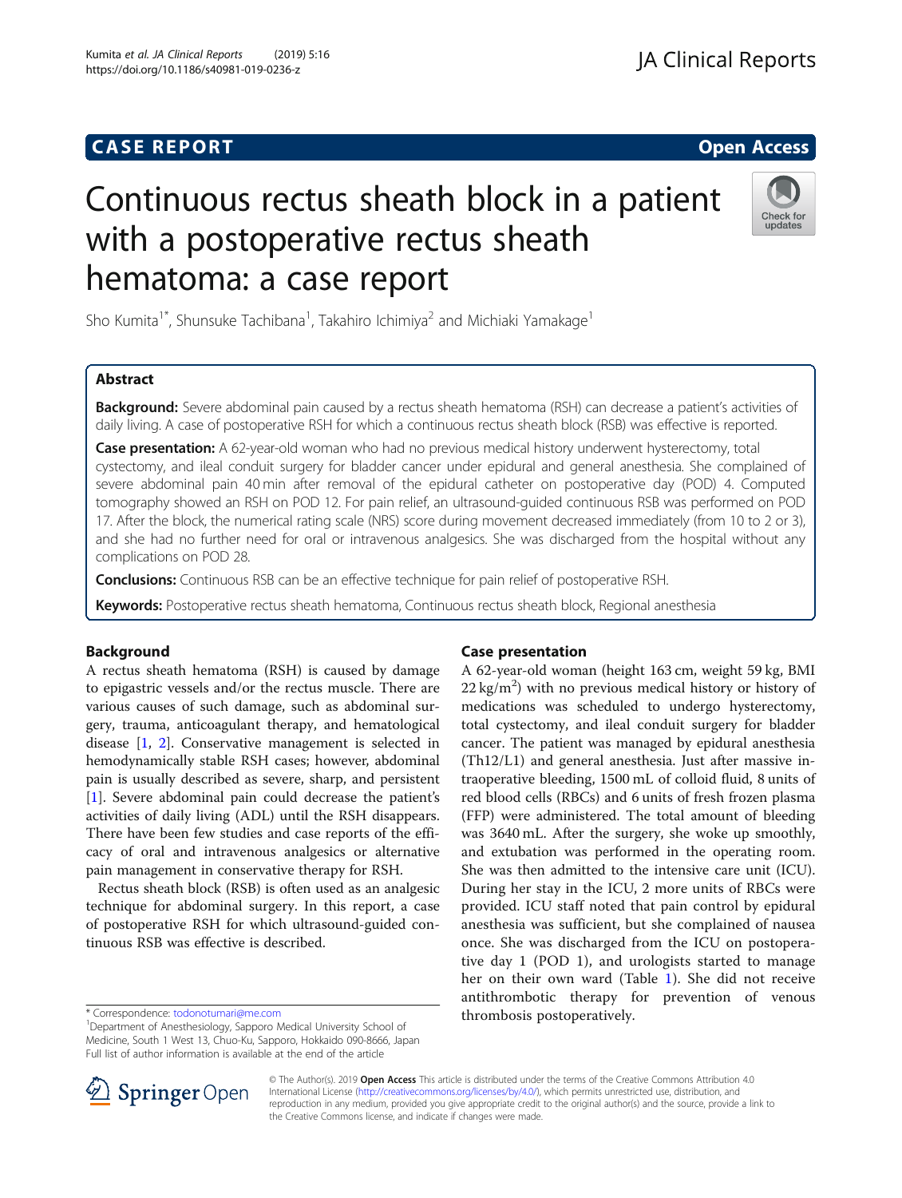CASE REPORT

Open Access

# Continuous rectus sheath block in a patient with a postoperative rectus sheath hematoma: a case report

Sho Kumita[1*], Shunsuke Tachibana[1], Takahiro Ichimiya[2] and Michiaki Yamakage[1]

## Abstract

**Background:** Severe abdominal pain caused by a rectus sheath hematoma (RSH) can decrease a patient's activities of daily living. A case of postoperative RSH for which a continuous rectus sheath block (RSB) was effective is reported.

**Case presentation:** A 62-year-old woman who had no previous medical history underwent hysterectomy, total cystectomy, and ileal conduit surgery for bladder cancer under epidural and general anesthesia. She complained of severe abdominal pain 40 min after removal of the epidural catheter on postoperative day (POD) 4. Computed tomography showed an RSH on POD 12. For pain relief, an ultrasound-guided continuous RSB was performed on POD 17. After the block, the numerical rating scale (NRS) score during movement decreased immediately (from 10 to 2 or 3), and she had no further need for oral or intravenous analgesics. She was discharged from the hospital without any complications on POD 28.

**Conclusions:** Continuous RSB can be an effective technique for pain relief of postoperative RSH.

**Keywords:** Postoperative rectus sheath hematoma, Continuous rectus sheath block, Regional anesthesia

## Background

A rectus sheath hematoma (RSH) is caused by damage to epigastric vessels and/or the rectus muscle. There are various causes of such damage, such as abdominal surgery, trauma, anticoagulant therapy, and hematological disease [1, 2]. Conservative management is selected in hemodynamically stable RSH cases; however, abdominal pain is usually described as severe, sharp, and persistent [1]. Severe abdominal pain could decrease the patient's activities of daily living (ADL) until the RSH disappears. There have been few studies and case reports of the efficacy of oral and intravenous analgesics or alternative pain management in conservative therapy for RSH.

Rectus sheath block (RSB) is often used as an analgesic technique for abdominal surgery. In this report, a case of postoperative RSH for which ultrasound-guided continuous RSB was effective is described.

## Case presentation

A 62-year-old woman (height 163 cm, weight 59 kg, BMI 22 kg/m$^2$) with no previous medical history or history of medications was scheduled to undergo hysterectomy, total cystectomy, and ileal conduit surgery for bladder cancer. The patient was managed by epidural anesthesia (Th12/L1) and general anesthesia. Just after massive intraoperative bleeding, 1500 mL of colloid fluid, 8 units of red blood cells (RBCs) and 6 units of fresh frozen plasma (FFP) were administered. The total amount of bleeding was 3640 mL. After the surgery, she woke up smoothly, and extubation was performed in the operating room. She was then admitted to the intensive care unit (ICU). During her stay in the ICU, 2 more units of RBCs were provided. ICU staff noted that pain control by epidural anesthesia was sufficient, but she complained of nausea once. She was discharged from the ICU on postoperative day 1 (POD 1), and urologists started to manage her on their own ward (Table 1). She did not receive antithrombotic therapy for prevention of venous thrombosis postoperatively.

* Correspondence: todonotumari@me.com
[1]Department of Anesthesiology, Sapporo Medical University School of Medicine, South 1 West 13, Chuo-Ku, Sapporo, Hokkaido 090-8666, Japan
Full list of author information is available at the end of the article

© The Author(s). 2019 **Open Access** This article is distributed under the terms of the Creative Commons Attribution 4.0 International License (http://creativecommons.org/licenses/by/4.0/), which permits unrestricted use, distribution, and reproduction in any medium, provided you give appropriate credit to the original author(s) and the source, provide a link to the Creative Commons license, and indicate if changes were made.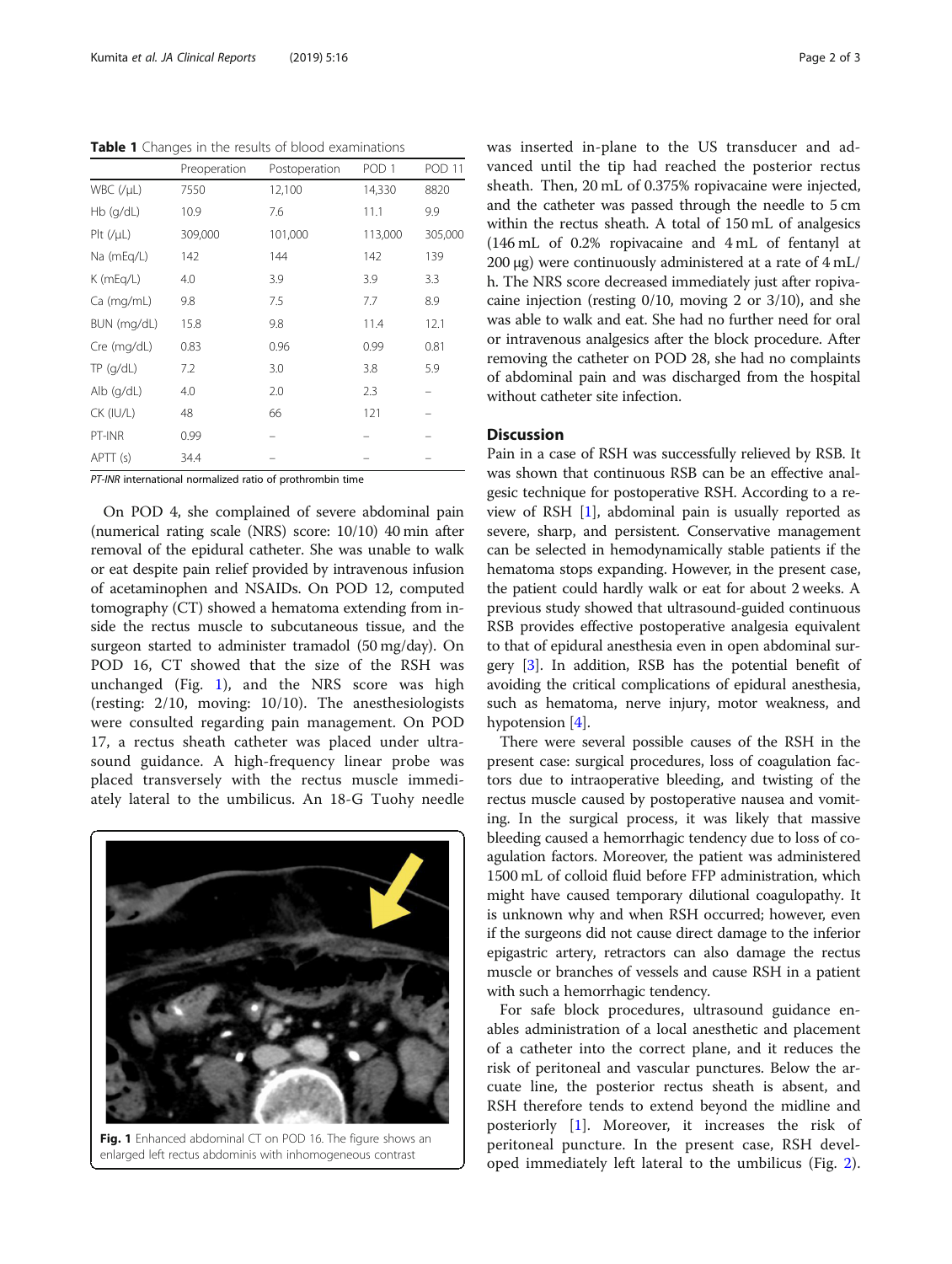**Table 1** Changes in the results of blood examinations

|  | Preoperation | Postoperation | POD 1 | POD 11 |
|---|---|---|---|---|
| WBC (/μL) | 7550 | 12,100 | 14,330 | 8820 |
| Hb (g/dL) | 10.9 | 7.6 | 11.1 | 9.9 |
| Plt (/μL) | 309,000 | 101,000 | 113,000 | 305,000 |
| Na (mEq/L) | 142 | 144 | 142 | 139 |
| K (mEq/L) | 4.0 | 3.9 | 3.9 | 3.3 |
| Ca (mg/mL) | 9.8 | 7.5 | 7.7 | 8.9 |
| BUN (mg/dL) | 15.8 | 9.8 | 11.4 | 12.1 |
| Cre (mg/dL) | 0.83 | 0.96 | 0.99 | 0.81 |
| TP (g/dL) | 7.2 | 3.0 | 3.8 | 5.9 |
| Alb (g/dL) | 4.0 | 2.0 | 2.3 | – |
| CK (IU/L) | 48 | 66 | 121 | – |
| PT-INR | 0.99 | – | – | – |
| APTT (s) | 34.4 | – | – | – |

*PT-INR* international normalized ratio of prothrombin time

On POD 4, she complained of severe abdominal pain (numerical rating scale (NRS) score: 10/10) 40 min after removal of the epidural catheter. She was unable to walk or eat despite pain relief provided by intravenous infusion of acetaminophen and NSAIDs. On POD 12, computed tomography (CT) showed a hematoma extending from inside the rectus muscle to subcutaneous tissue, and the surgeon started to administer tramadol (50 mg/day). On POD 16, CT showed that the size of the RSH was unchanged (Fig. 1), and the NRS score was high (resting: 2/10, moving: 10/10). The anesthesiologists were consulted regarding pain management. On POD 17, a rectus sheath catheter was placed under ultrasound guidance. A high-frequency linear probe was placed transversely with the rectus muscle immediately lateral to the umbilicus. An 18-G Tuohy needle was inserted in-plane to the US transducer and advanced until the tip had reached the posterior rectus sheath. Then, 20 mL of 0.375% ropivacaine were injected, and the catheter was passed through the needle to 5 cm within the rectus sheath. A total of 150 mL of analgesics (146 mL of 0.2% ropivacaine and 4 mL of fentanyl at 200 μg) were continuously administered at a rate of 4 mL/h. The NRS score decreased immediately just after ropivacaine injection (resting 0/10, moving 2 or 3/10), and she was able to walk and eat. She had no further need for oral or intravenous analgesics after the block procedure. After removing the catheter on POD 28, she had no complaints of abdominal pain and was discharged from the hospital without catheter site infection.

**Fig. 1** Enhanced abdominal CT on POD 16. The figure shows an enlarged left rectus abdominis with inhomogeneous contrast

## Discussion

Pain in a case of RSH was successfully relieved by RSB. It was shown that continuous RSB can be an effective analgesic technique for postoperative RSH. According to a review of RSH [1], abdominal pain is usually reported as severe, sharp, and persistent. Conservative management can be selected in hemodynamically stable patients if the hematoma stops expanding. However, in the present case, the patient could hardly walk or eat for about 2 weeks. A previous study showed that ultrasound-guided continuous RSB provides effective postoperative analgesia equivalent to that of epidural anesthesia even in open abdominal surgery [3]. In addition, RSB has the potential benefit of avoiding the critical complications of epidural anesthesia, such as hematoma, nerve injury, motor weakness, and hypotension [4].

There were several possible causes of the RSH in the present case: surgical procedures, loss of coagulation factors due to intraoperative bleeding, and twisting of the rectus muscle caused by postoperative nausea and vomiting. In the surgical process, it was likely that massive bleeding caused a hemorrhagic tendency due to loss of coagulation factors. Moreover, the patient was administered 1500 mL of colloid fluid before FFP administration, which might have caused temporary dilutional coagulopathy. It is unknown why and when RSH occurred; however, even if the surgeons did not cause direct damage to the inferior epigastric artery, retractors can also damage the rectus muscle or branches of vessels and cause RSH in a patient with such a hemorrhagic tendency.

For safe block procedures, ultrasound guidance enables administration of a local anesthetic and placement of a catheter into the correct plane, and it reduces the risk of peritoneal and vascular punctures. Below the arcuate line, the posterior rectus sheath is absent, and RSH therefore tends to extend beyond the midline and posteriorly [1]. Moreover, it increases the risk of peritoneal puncture. In the present case, RSH developed immediately left lateral to the umbilicus (Fig. 2).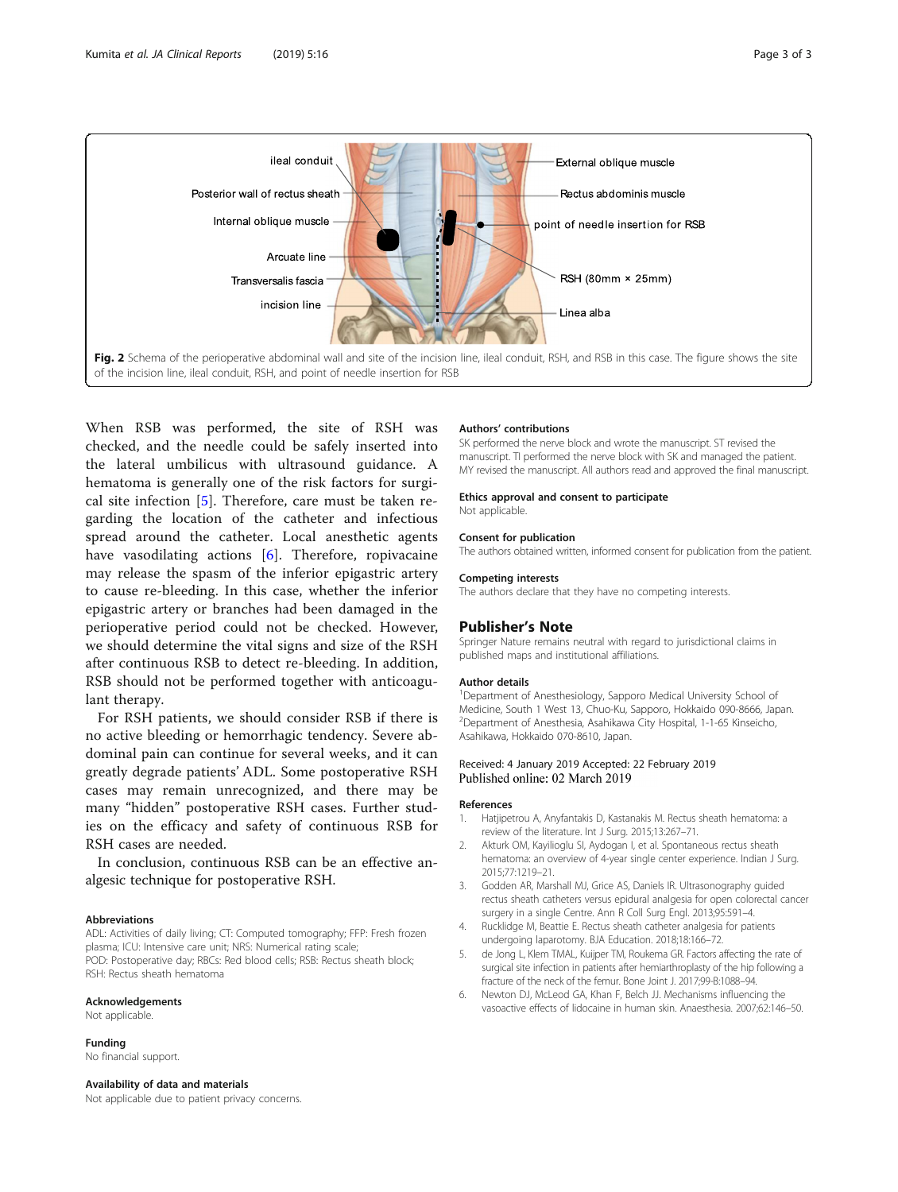ileal conduit
Posterior wall of rectus sheath
Internal oblique muscle
Arcuate line
Transversalis fascia
incision line
External oblique muscle
Rectus abdominis muscle
point of needle insertion for RSB
RSH (80mm × 25mm)
Linea alba

**Fig. 2** Schema of the perioperative abdominal wall and site of the incision line, ileal conduit, RSH, and RSB in this case. The figure shows the site of the incision line, ileal conduit, RSH, and point of needle insertion for RSB

When RSB was performed, the site of RSH was checked, and the needle could be safely inserted into the lateral umbilicus with ultrasound guidance. A hematoma is generally one of the risk factors for surgical site infection [5]. Therefore, care must be taken regarding the location of the catheter and infectious spread around the catheter. Local anesthetic agents have vasodilating actions [6]. Therefore, ropivacaine may release the spasm of the inferior epigastric artery to cause re-bleeding. In this case, whether the inferior epigastric artery or branches had been damaged in the perioperative period could not be checked. However, we should determine the vital signs and size of the RSH after continuous RSB to detect re-bleeding. In addition, RSB should not be performed together with anticoagulant therapy.

For RSH patients, we should consider RSB if there is no active bleeding or hemorrhagic tendency. Severe abdominal pain can continue for several weeks, and it can greatly degrade patients' ADL. Some postoperative RSH cases may remain unrecognized, and there may be many "hidden" postoperative RSH cases. Further studies on the efficacy and safety of continuous RSB for RSH cases are needed.

In conclusion, continuous RSB can be an effective analgesic technique for postoperative RSH.

### Abbreviations

ADL: Activities of daily living; CT: Computed tomography; FFP: Fresh frozen plasma; ICU: Intensive care unit; NRS: Numerical rating scale; POD: Postoperative day; RBCs: Red blood cells; RSB: Rectus sheath block; RSH: Rectus sheath hematoma

### Acknowledgements

Not applicable.

### Funding

No financial support.

### Availability of data and materials

Not applicable due to patient privacy concerns.

### Authors' contributions

SK performed the nerve block and wrote the manuscript. ST revised the manuscript. TI performed the nerve block with SK and managed the patient. MY revised the manuscript. All authors read and approved the final manuscript.

### Ethics approval and consent to participate

Not applicable.

### Consent for publication

The authors obtained written, informed consent for publication from the patient.

### Competing interests

The authors declare that they have no competing interests.

## Publisher's Note

Springer Nature remains neutral with regard to jurisdictional claims in published maps and institutional affiliations.

### Author details

[1]Department of Anesthesiology, Sapporo Medical University School of Medicine, South 1 West 13, Chuo-Ku, Sapporo, Hokkaido 090-8666, Japan. [2]Department of Anesthesia, Asahikawa City Hospital, 1-1-65 Kinseicho, Asahikawa, Hokkaido 070-8610, Japan.

Received: 4 January 2019 Accepted: 22 February 2019
Published online: 02 March 2019

### References

1. Hatjipetrou A, Anyfantakis D, Kastanakis M. Rectus sheath hematoma: a review of the literature. Int J Surg. 2015;13:267–71.
2. Akturk OM, Kayilioglu SI, Aydogan I, et al. Spontaneous rectus sheath hematoma: an overview of 4-year single center experience. Indian J Surg. 2015;77:1219–21.
3. Godden AR, Marshall MJ, Grice AS, Daniels IR. Ultrasonography guided rectus sheath catheters versus epidural analgesia for open colorectal cancer surgery in a single Centre. Ann R Coll Surg Engl. 2013;95:591–4.
4. Rucklidge M, Beattie E. Rectus sheath catheter analgesia for patients undergoing laparotomy. BJA Education. 2018;18:166–72.
5. de Jong L, Klem TMAL, Kuijper TM, Roukema GR. Factors affecting the rate of surgical site infection in patients after hemiarthroplasty of the hip following a fracture of the neck of the femur. Bone Joint J. 2017;99-B:1088–94.
6. Newton DJ, McLeod GA, Khan F, Belch JJ. Mechanisms influencing the vasoactive effects of lidocaine in human skin. Anaesthesia. 2007;62:146–50.